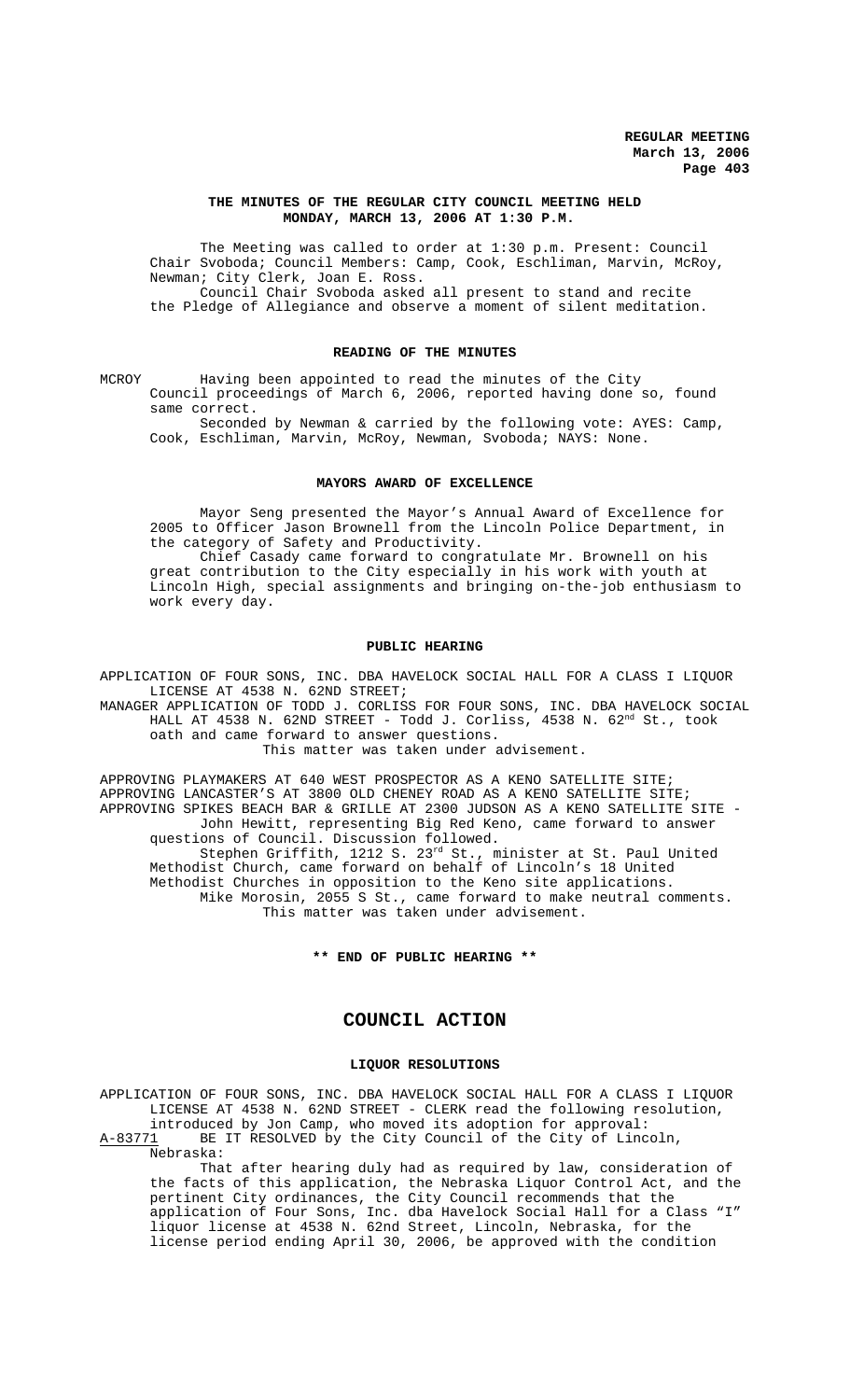## THE MINUTES OF THE REGULAR CITY COUNCIL MEETING HELD MONDAY, MARCH 13, 2006 AT 1:30 P.M.

The Meeting was called to order at 1:30 p.m. Present: Council Chair Svoboda; Council Members: Camp, Cook, Eschliman, Marvin, McRoy, Newman; City Clerk, Joan E. Ross.

Council Chair Svoboda asked all present to stand and recite the Pledge of Allegiance and observe a moment of silent meditation.

### READING OF THE MINUTES

MCROY Having been appointed to read the minutes of the City Council proceedings of March 6, 2006, reported having done so, found same correct.

Seconded by Newman & carried by the following vote: AYES: Camp, Cook, Eschliman, Marvin, McRoy, Newman, Svoboda; NAYS: None.

### MAYORS AWARD OF EXCELLENCE

Mayor Seng presented the Mayor's Annual Award of Excellence for 2005 to Officer Jason Brownell from the Lincoln Police Department, in the category of Safety and Productivity.

Chief Casady came forward to congratulate Mr. Brownell on his great contribution to the City especially in his work with youth at Lincoln High, special assignments and bringing on-the-job enthusiasm to work every day.

### PUBLIC HEARING

APPLICATION OF FOUR SONS, INC. DBA HAVELOCK SOCIAL HALL FOR A CLASS I LIQUOR LICENSE AT 4538 N. 62ND STREET;

MANAGER APPLICATION OF TODD J. CORLISS FOR FOUR SONS, INC. DBA HAVELOCK SOCIAL HALL AT 4538 N. 62ND STREET - Todd J. Corliss, 4538 N. 62nd St., took oath and came forward to answer questions.

This matter was taken under advisement.

APPROVING PLAYMAKERS AT 640 WEST PROSPECTOR AS A KENO SATELLITE SITE;

APPROVING LANCASTER'S AT 3800 OLD CHENEY ROAD AS A KENO SATELLITE SITE;

APPROVING SPIKES BEACH BAR & GRILLE AT 2300 JUDSON AS A KENO SATELLITE SITE - John Hewitt, representing Big Red Keno, came forward to answer questions of Council. Discussion followed.

Stephen Griffith, 1212 S. 23rd St., minister at St. Paul United Methodist Church, came forward on behalf of Lincoln's 18 United Methodist Churches in opposition to the Keno site applications.

Mike Morosin, 2055 S St., came forward to make neutral comments.

This matter was taken under advisement.

**\*\* END OF PUBLIC HEARING \*\***

## COUNCIL ACTION

### LIQUOR RESOLUTIONS

APPLICATION OF FOUR SONS, INC. DBA HAVELOCK SOCIAL HALL FOR A CLASS I LIQUOR LICENSE AT 4538 N. 62ND STREET - CLERK read the following resolution, introduced by Jon Camp, who moved its adoption for approval:

A-83771 BE IT RESOLVED by the City Council of the City of Lincoln, Nebraska:

That after hearing duly had as required by law, consideration of the facts of this application, the Nebraska Liquor Control Act, and the pertinent City ordinances, the City Council recommends that the application of Four Sons, Inc. dba Havelock Social Hall for a Class "I" liquor license at 4538 N. 62nd Street, Lincoln, Nebraska, for the license period ending April 30, 2006, be approved with the condition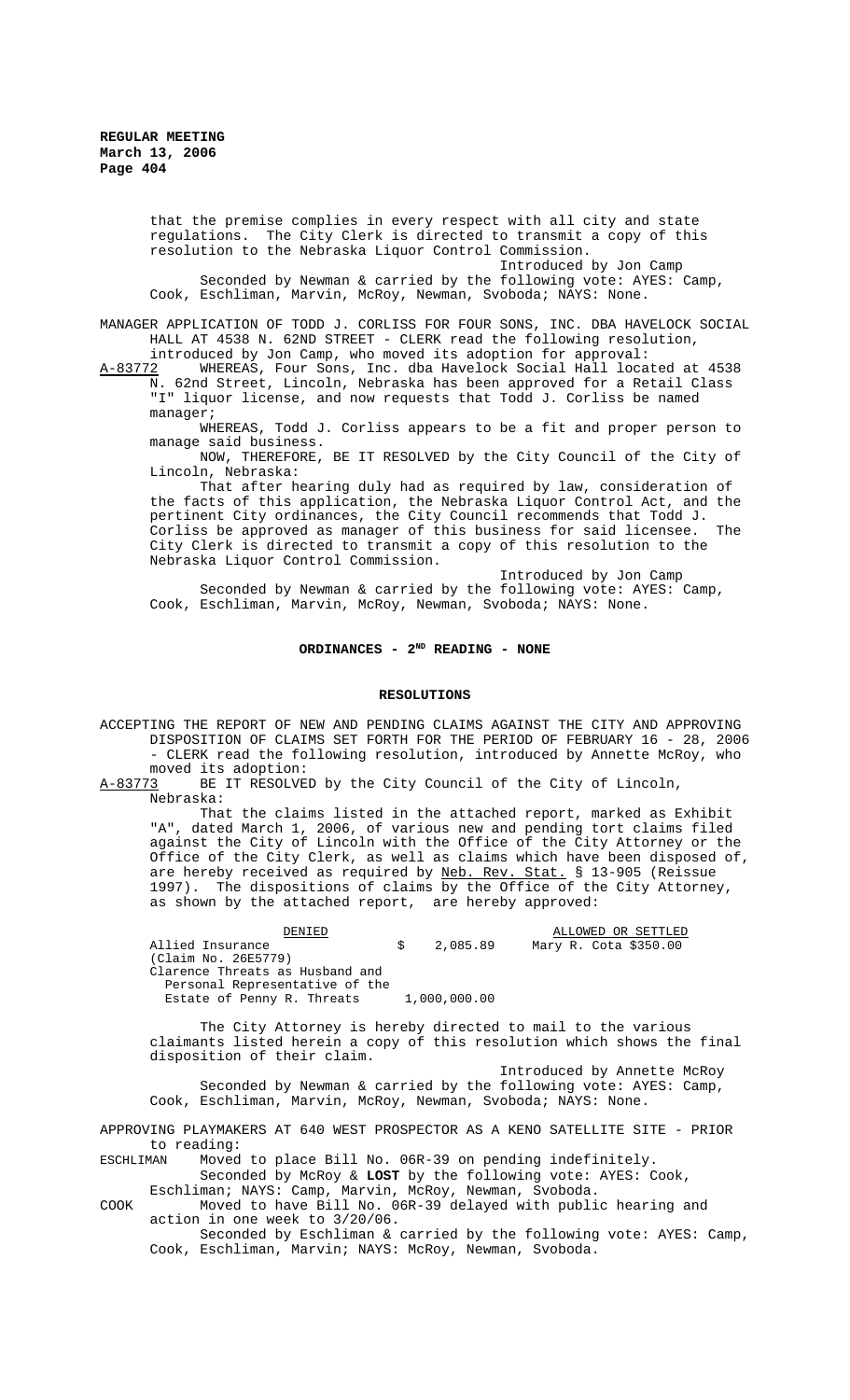that the premise complies in every respect with all city and state regulations. The City Clerk is directed to transmit a copy of this resolution to the Nebraska Liquor Control Commission.

Introduced by Jon Camp

Seconded by Newman & carried by the following vote: AYES: Camp, Cook, Eschliman, Marvin, McRoy, Newman, Svoboda; NAYS: None.

MANAGER APPLICATION OF TODD J. CORLISS FOR FOUR SONS, INC. DBA HAVELOCK SOCIAL HALL AT 4538 N. 62ND STREET - CLERK read the following resolution, introduced by Jon Camp, who moved its adoption for approval:

A-83772 WHEREAS, Four Sons, Inc. dba Havelock Social Hall located at 4538 N. 62nd Street, Lincoln, Nebraska has been approved for a Retail Class "I" liquor license, and now requests that Todd J. Corliss be named manager;

WHEREAS, Todd J. Corliss appears to be a fit and proper person to manage said business.

NOW, THEREFORE, BE IT RESOLVED by the City Council of the City of Lincoln, Nebraska:

That after hearing duly had as required by law, consideration of the facts of this application, the Nebraska Liquor Control Act, and the pertinent City ordinances, the City Council recommends that Todd J. Corliss be approved as manager of this business for said licensee. The City Clerk is directed to transmit a copy of this resolution to the Nebraska Liquor Control Commission.

Introduced by Jon Camp

Seconded by Newman & carried by the following vote: AYES: Camp, Cook, Eschliman, Marvin, McRoy, Newman, Svoboda; NAYS: None.

## ORDINANCES - 2ND READING - NONE

## RESOLUTIONS

ACCEPTING THE REPORT OF NEW AND PENDING CLAIMS AGAINST THE CITY AND APPROVING DISPOSITION OF CLAIMS SET FORTH FOR THE PERIOD OF FEBRUARY 16 - 28, 2006 - CLERK read the following resolution, introduced by Annette McRoy, who moved its adoption:

A-83773 BE IT RESOLVED by the City Council of the City of Lincoln, Nebraska:

That the claims listed in the attached report, marked as Exhibit "A", dated March 1, 2006, of various new and pending tort claims filed against the City of Lincoln with the Office of the City Attorney or the Office of the City Clerk, as well as claims which have been disposed of, are hereby received as required by Neb. Rev. Stat. § 13-905 (Reissue 1997). The dispositions of claims by the Office of the City Attorney, as shown by the attached report, are hereby approved:

| DENIED | | ALLOWED OR SETTLED |
|---|---|---|
| Allied Insurance (Claim No. 26E5779) | $ 2,085.89 | Mary R. Cota $350.00 |
| Clarence Threats as Husband and Personal Representative of the Estate of Penny R. Threats | 1,000,000.00 | |

The City Attorney is hereby directed to mail to the various claimants listed herein a copy of this resolution which shows the final disposition of their claim.

Introduced by Annette McRoy

Seconded by Newman & carried by the following vote: AYES: Camp, Cook, Eschliman, Marvin, McRoy, Newman, Svoboda; NAYS: None.

APPROVING PLAYMAKERS AT 640 WEST PROSPECTOR AS A KENO SATELLITE SITE - PRIOR to reading:

ESCHLIMAN Moved to place Bill No. 06R-39 on pending indefinitely.

Seconded by McRoy & **LOST** by the following vote: AYES: Cook, Eschliman; NAYS: Camp, Marvin, McRoy, Newman, Svoboda.

COOK Moved to have Bill No. 06R-39 delayed with public hearing and action in one week to 3/20/06.

Seconded by Eschliman & carried by the following vote: AYES: Camp, Cook, Eschliman, Marvin; NAYS: McRoy, Newman, Svoboda.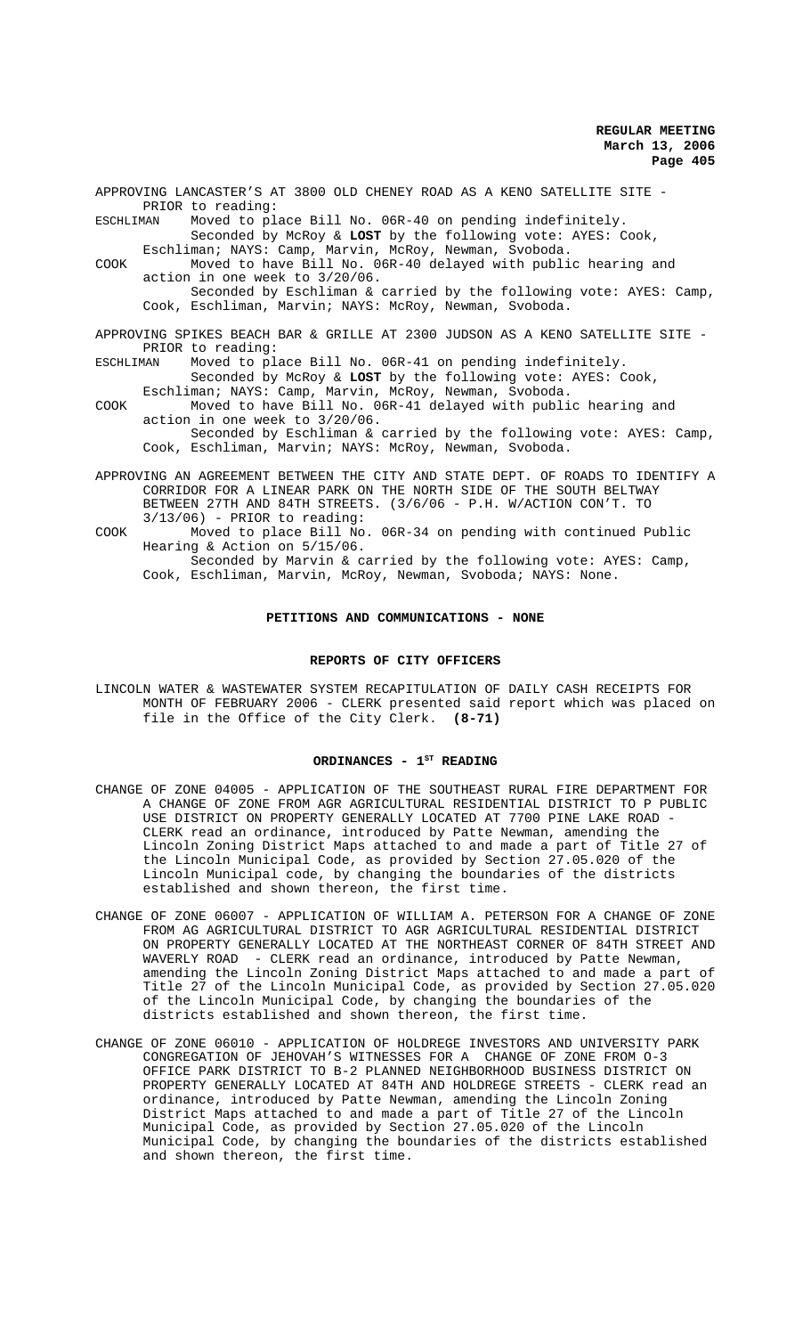APPROVING LANCASTER'S AT 3800 OLD CHENEY ROAD AS A KENO SATELLITE SITE - PRIOR to reading:

ESCHLIMAN Moved to place Bill No. 06R-40 on pending indefinitely.
Seconded by McRoy & **LOST** by the following vote: AYES: Cook, Eschliman; NAYS: Camp, Marvin, McRoy, Newman, Svoboda.

COOK Moved to have Bill No. 06R-40 delayed with public hearing and action in one week to 3/20/06.
Seconded by Eschliman & carried by the following vote: AYES: Camp, Cook, Eschliman, Marvin; NAYS: McRoy, Newman, Svoboda.

APPROVING SPIKES BEACH BAR & GRILLE AT 2300 JUDSON AS A KENO SATELLITE SITE - PRIOR to reading:

ESCHLIMAN Moved to place Bill No. 06R-41 on pending indefinitely.
Seconded by McRoy & **LOST** by the following vote: AYES: Cook, Eschliman; NAYS: Camp, Marvin, McRoy, Newman, Svoboda.

COOK Moved to have Bill No. 06R-41 delayed with public hearing and action in one week to 3/20/06.
Seconded by Eschliman & carried by the following vote: AYES: Camp, Cook, Eschliman, Marvin; NAYS: McRoy, Newman, Svoboda.

APPROVING AN AGREEMENT BETWEEN THE CITY AND STATE DEPT. OF ROADS TO IDENTIFY A CORRIDOR FOR A LINEAR PARK ON THE NORTH SIDE OF THE SOUTH BELTWAY BETWEEN 27TH AND 84TH STREETS. (3/6/06 - P.H. W/ACTION CON'T. TO 3/13/06) - PRIOR to reading:

COOK Moved to place Bill No. 06R-34 on pending with continued Public Hearing & Action on 5/15/06.
Seconded by Marvin & carried by the following vote: AYES: Camp, Cook, Eschliman, Marvin, McRoy, Newman, Svoboda; NAYS: None.

## PETITIONS AND COMMUNICATIONS - NONE

## REPORTS OF CITY OFFICERS

LINCOLN WATER & WASTEWATER SYSTEM RECAPITULATION OF DAILY CASH RECEIPTS FOR MONTH OF FEBRUARY 2006 - CLERK presented said report which was placed on file in the Office of the City Clerk. **(8-71)**

## ORDINANCES - 1ST READING

CHANGE OF ZONE 04005 - APPLICATION OF THE SOUTHEAST RURAL FIRE DEPARTMENT FOR A CHANGE OF ZONE FROM AGR AGRICULTURAL RESIDENTIAL DISTRICT TO P PUBLIC USE DISTRICT ON PROPERTY GENERALLY LOCATED AT 7700 PINE LAKE ROAD - CLERK read an ordinance, introduced by Patte Newman, amending the Lincoln Zoning District Maps attached to and made a part of Title 27 of the Lincoln Municipal Code, as provided by Section 27.05.020 of the Lincoln Municipal code, by changing the boundaries of the districts established and shown thereon, the first time.

CHANGE OF ZONE 06007 - APPLICATION OF WILLIAM A. PETERSON FOR A CHANGE OF ZONE FROM AG AGRICULTURAL DISTRICT TO AGR AGRICULTURAL RESIDENTIAL DISTRICT ON PROPERTY GENERALLY LOCATED AT THE NORTHEAST CORNER OF 84TH STREET AND WAVERLY ROAD - CLERK read an ordinance, introduced by Patte Newman, amending the Lincoln Zoning District Maps attached to and made a part of Title 27 of the Lincoln Municipal Code, as provided by Section 27.05.020 of the Lincoln Municipal Code, by changing the boundaries of the districts established and shown thereon, the first time.

CHANGE OF ZONE 06010 - APPLICATION OF HOLDREGE INVESTORS AND UNIVERSITY PARK CONGREGATION OF JEHOVAH'S WITNESSES FOR A CHANGE OF ZONE FROM O-3 OFFICE PARK DISTRICT TO B-2 PLANNED NEIGHBORHOOD BUSINESS DISTRICT ON PROPERTY GENERALLY LOCATED AT 84TH AND HOLDREGE STREETS - CLERK read an ordinance, introduced by Patte Newman, amending the Lincoln Zoning District Maps attached to and made a part of Title 27 of the Lincoln Municipal Code, as provided by Section 27.05.020 of the Lincoln Municipal Code, by changing the boundaries of the districts established and shown thereon, the first time.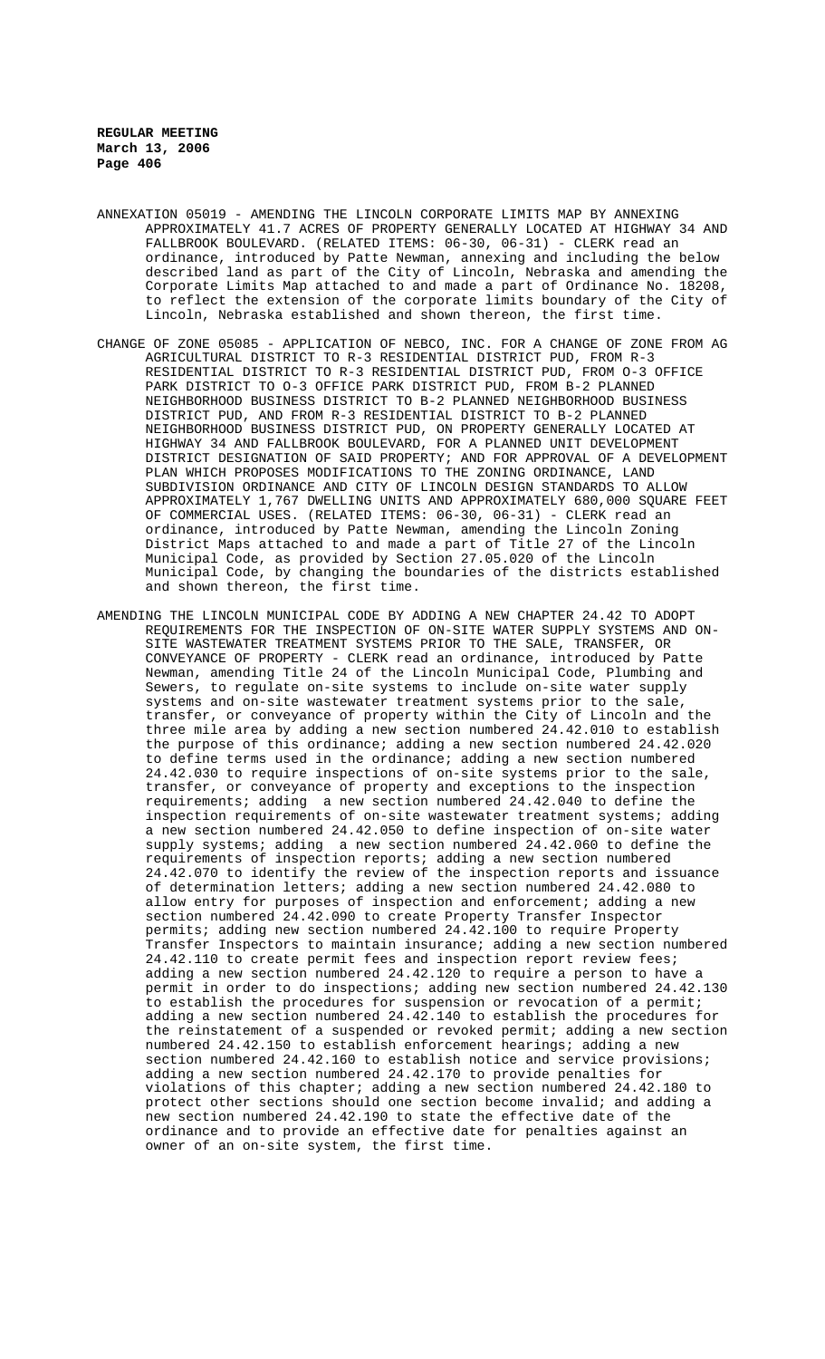ANNEXATION 05019 - AMENDING THE LINCOLN CORPORATE LIMITS MAP BY ANNEXING APPROXIMATELY 41.7 ACRES OF PROPERTY GENERALLY LOCATED AT HIGHWAY 34 AND FALLBROOK BOULEVARD. (RELATED ITEMS: 06-30, 06-31) - CLERK read an ordinance, introduced by Patte Newman, annexing and including the below described land as part of the City of Lincoln, Nebraska and amending the Corporate Limits Map attached to and made a part of Ordinance No. 18208, to reflect the extension of the corporate limits boundary of the City of Lincoln, Nebraska established and shown thereon, the first time.

CHANGE OF ZONE 05085 - APPLICATION OF NEBCO, INC. FOR A CHANGE OF ZONE FROM AG AGRICULTURAL DISTRICT TO R-3 RESIDENTIAL DISTRICT PUD, FROM R-3 RESIDENTIAL DISTRICT TO R-3 RESIDENTIAL DISTRICT PUD, FROM O-3 OFFICE PARK DISTRICT TO O-3 OFFICE PARK DISTRICT PUD, FROM B-2 PLANNED NEIGHBORHOOD BUSINESS DISTRICT TO B-2 PLANNED NEIGHBORHOOD BUSINESS DISTRICT PUD, AND FROM R-3 RESIDENTIAL DISTRICT TO B-2 PLANNED NEIGHBORHOOD BUSINESS DISTRICT PUD, ON PROPERTY GENERALLY LOCATED AT HIGHWAY 34 AND FALLBROOK BOULEVARD, FOR A PLANNED UNIT DEVELOPMENT DISTRICT DESIGNATION OF SAID PROPERTY; AND FOR APPROVAL OF A DEVELOPMENT PLAN WHICH PROPOSES MODIFICATIONS TO THE ZONING ORDINANCE, LAND SUBDIVISION ORDINANCE AND CITY OF LINCOLN DESIGN STANDARDS TO ALLOW APPROXIMATELY 1,767 DWELLING UNITS AND APPROXIMATELY 680,000 SQUARE FEET OF COMMERCIAL USES. (RELATED ITEMS: 06-30, 06-31) - CLERK read an ordinance, introduced by Patte Newman, amending the Lincoln Zoning District Maps attached to and made a part of Title 27 of the Lincoln Municipal Code, as provided by Section 27.05.020 of the Lincoln Municipal Code, by changing the boundaries of the districts established and shown thereon, the first time.

AMENDING THE LINCOLN MUNICIPAL CODE BY ADDING A NEW CHAPTER 24.42 TO ADOPT REQUIREMENTS FOR THE INSPECTION OF ON-SITE WATER SUPPLY SYSTEMS AND ON-SITE WASTEWATER TREATMENT SYSTEMS PRIOR TO THE SALE, TRANSFER, OR CONVEYANCE OF PROPERTY - CLERK read an ordinance, introduced by Patte Newman, amending Title 24 of the Lincoln Municipal Code, Plumbing and Sewers, to regulate on-site systems to include on-site water supply systems and on-site wastewater treatment systems prior to the sale, transfer, or conveyance of property within the City of Lincoln and the three mile area by adding a new section numbered 24.42.010 to establish the purpose of this ordinance; adding a new section numbered 24.42.020 to define terms used in the ordinance; adding a new section numbered 24.42.030 to require inspections of on-site systems prior to the sale, transfer, or conveyance of property and exceptions to the inspection requirements; adding a new section numbered 24.42.040 to define the inspection requirements of on-site wastewater treatment systems; adding a new section numbered 24.42.050 to define inspection of on-site water supply systems; adding a new section numbered 24.42.060 to define the requirements of inspection reports; adding a new section numbered 24.42.070 to identify the review of the inspection reports and issuance of determination letters; adding a new section numbered 24.42.080 to allow entry for purposes of inspection and enforcement; adding a new section numbered 24.42.090 to create Property Transfer Inspector permits; adding new section numbered 24.42.100 to require Property Transfer Inspectors to maintain insurance; adding a new section numbered 24.42.110 to create permit fees and inspection report review fees; adding a new section numbered 24.42.120 to require a person to have a permit in order to do inspections; adding new section numbered 24.42.130 to establish the procedures for suspension or revocation of a permit; adding a new section numbered 24.42.140 to establish the procedures for the reinstatement of a suspended or revoked permit; adding a new section numbered 24.42.150 to establish enforcement hearings; adding a new section numbered 24.42.160 to establish notice and service provisions; adding a new section numbered 24.42.170 to provide penalties for violations of this chapter; adding a new section numbered 24.42.180 to protect other sections should one section become invalid; and adding a new section numbered 24.42.190 to state the effective date of the ordinance and to provide an effective date for penalties against an owner of an on-site system, the first time.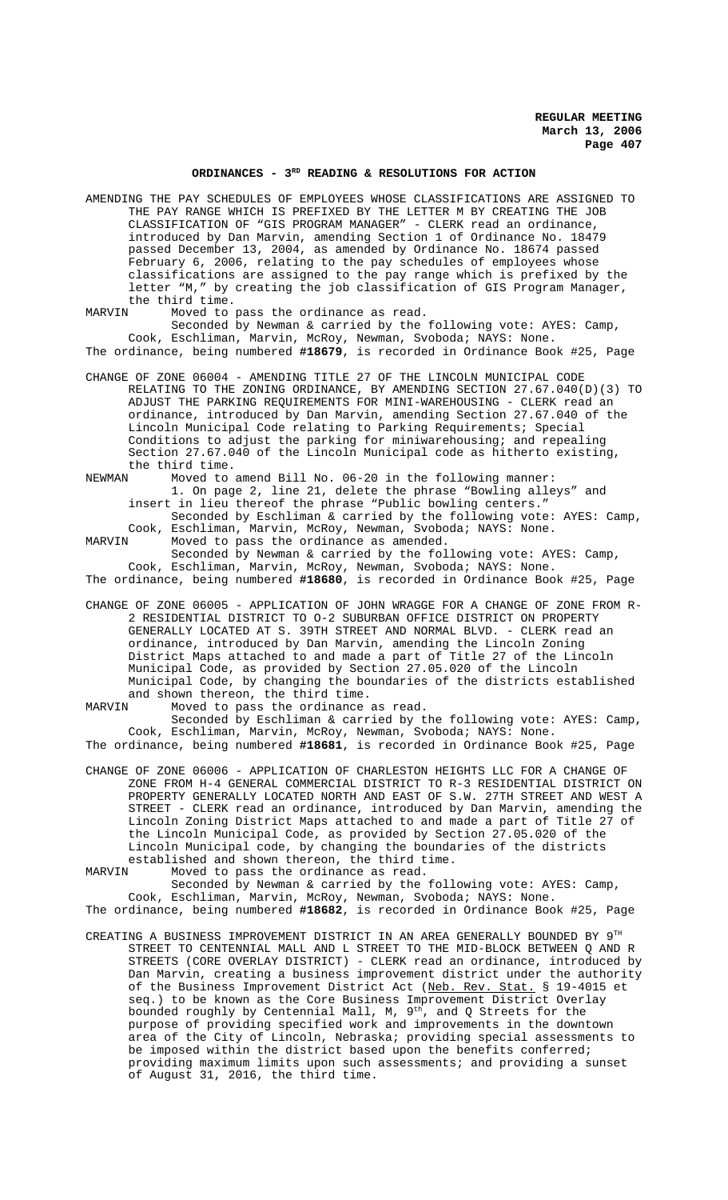## ORDINANCES - 3RD READING & RESOLUTIONS FOR ACTION

AMENDING THE PAY SCHEDULES OF EMPLOYEES WHOSE CLASSIFICATIONS ARE ASSIGNED TO THE PAY RANGE WHICH IS PREFIXED BY THE LETTER M BY CREATING THE JOB CLASSIFICATION OF "GIS PROGRAM MANAGER" - CLERK read an ordinance, introduced by Dan Marvin, amending Section 1 of Ordinance No. 18479 passed December 13, 2004, as amended by Ordinance No. 18674 passed February 6, 2006, relating to the pay schedules of employees whose classifications are assigned to the pay range which is prefixed by the letter "M," by creating the job classification of GIS Program Manager, the third time.

MARVIN Moved to pass the ordinance as read.

Seconded by Newman & carried by the following vote: AYES: Camp, Cook, Eschliman, Marvin, McRoy, Newman, Svoboda; NAYS: None.

The ordinance, being numbered **#18679**, is recorded in Ordinance Book #25, Page

CHANGE OF ZONE 06004 - AMENDING TITLE 27 OF THE LINCOLN MUNICIPAL CODE RELATING TO THE ZONING ORDINANCE, BY AMENDING SECTION 27.67.040(D)(3) TO ADJUST THE PARKING REQUIREMENTS FOR MINI-WAREHOUSING - CLERK read an ordinance, introduced by Dan Marvin, amending Section 27.67.040 of the Lincoln Municipal Code relating to Parking Requirements; Special Conditions to adjust the parking for miniwarehousing; and repealing Section 27.67.040 of the Lincoln Municipal code as hitherto existing, the third time.

NEWMAN Moved to amend Bill No. 06-20 in the following manner:

1. On page 2, line 21, delete the phrase "Bowling alleys" and insert in lieu thereof the phrase "Public bowling centers."

Seconded by Eschliman & carried by the following vote: AYES: Camp, Cook, Eschliman, Marvin, McRoy, Newman, Svoboda; NAYS: None.

MARVIN Moved to pass the ordinance as amended.

Seconded by Newman & carried by the following vote: AYES: Camp, Cook, Eschliman, Marvin, McRoy, Newman, Svoboda; NAYS: None.

The ordinance, being numbered **#18680**, is recorded in Ordinance Book #25, Page

CHANGE OF ZONE 06005 - APPLICATION OF JOHN WRAGGE FOR A CHANGE OF ZONE FROM R-2 RESIDENTIAL DISTRICT TO O-2 SUBURBAN OFFICE DISTRICT ON PROPERTY GENERALLY LOCATED AT S. 39TH STREET AND NORMAL BLVD. - CLERK read an ordinance, introduced by Dan Marvin, amending the Lincoln Zoning District Maps attached to and made a part of Title 27 of the Lincoln Municipal Code, as provided by Section 27.05.020 of the Lincoln Municipal Code, by changing the boundaries of the districts established and shown thereon, the third time.

MARVIN Moved to pass the ordinance as read.

Seconded by Eschliman & carried by the following vote: AYES: Camp, Cook, Eschliman, Marvin, McRoy, Newman, Svoboda; NAYS: None.

The ordinance, being numbered **#18681**, is recorded in Ordinance Book #25, Page

CHANGE OF ZONE 06006 - APPLICATION OF CHARLESTON HEIGHTS LLC FOR A CHANGE OF ZONE FROM H-4 GENERAL COMMERCIAL DISTRICT TO R-3 RESIDENTIAL DISTRICT ON PROPERTY GENERALLY LOCATED NORTH AND EAST OF S.W. 27TH STREET AND WEST A STREET - CLERK read an ordinance, introduced by Dan Marvin, amending the Lincoln Zoning District Maps attached to and made a part of Title 27 of the Lincoln Municipal Code, as provided by Section 27.05.020 of the Lincoln Municipal code, by changing the boundaries of the districts established and shown thereon, the third time.

MARVIN Moved to pass the ordinance as read.

Seconded by Newman & carried by the following vote: AYES: Camp, Cook, Eschliman, Marvin, McRoy, Newman, Svoboda; NAYS: None.

The ordinance, being numbered **#18682**, is recorded in Ordinance Book #25, Page

CREATING A BUSINESS IMPROVEMENT DISTRICT IN AN AREA GENERALLY BOUNDED BY 9TH STREET TO CENTENNIAL MALL AND L STREET TO THE MID-BLOCK BETWEEN Q AND R STREETS (CORE OVERLAY DISTRICT) - CLERK read an ordinance, introduced by Dan Marvin, creating a business improvement district under the authority of the Business Improvement District Act (Neb. Rev. Stat. § 19-4015 et seq.) to be known as the Core Business Improvement District Overlay bounded roughly by Centennial Mall, M, 9th, and Q Streets for the purpose of providing specified work and improvements in the downtown area of the City of Lincoln, Nebraska; providing special assessments to be imposed within the district based upon the benefits conferred; providing maximum limits upon such assessments; and providing a sunset of August 31, 2016, the third time.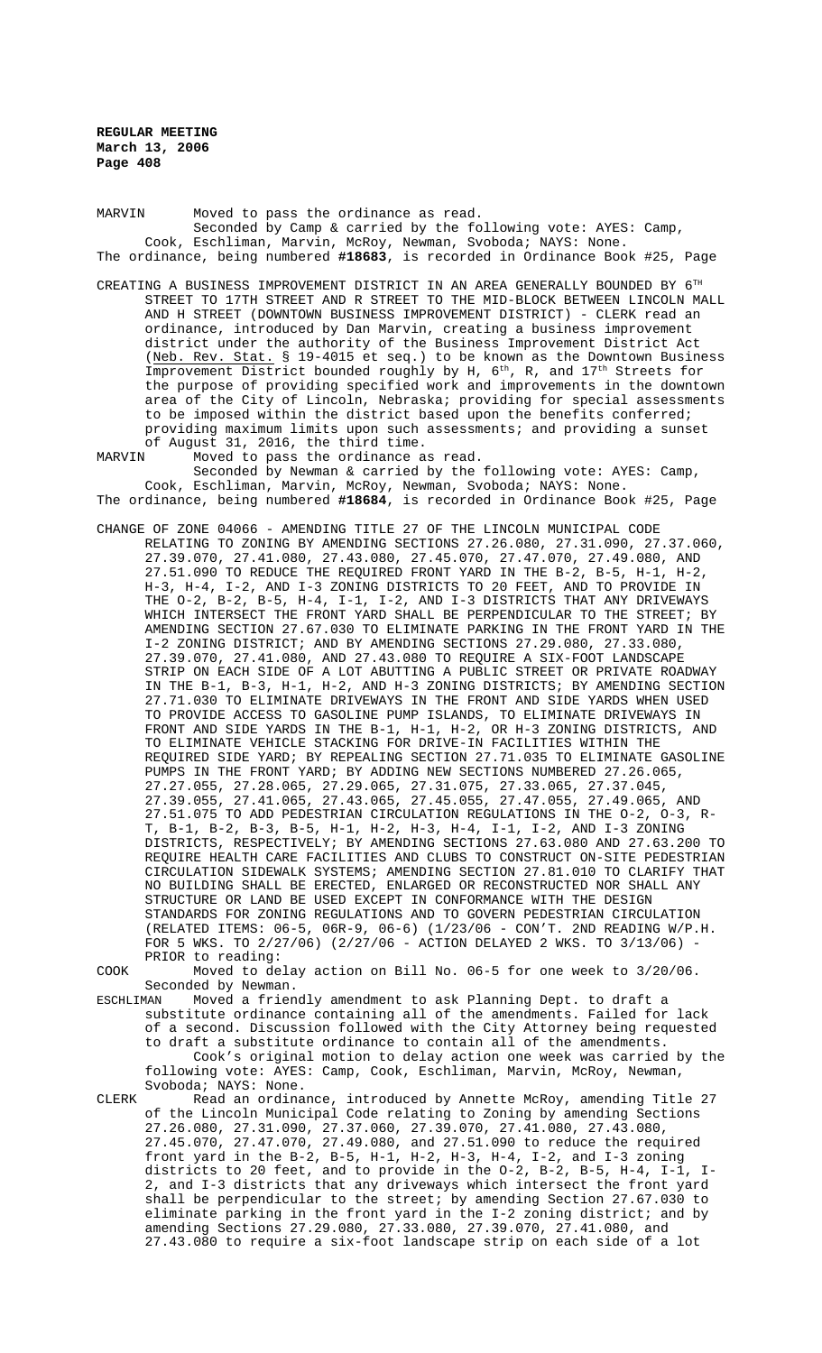MARVIN Moved to pass the ordinance as read.
Seconded by Camp & carried by the following vote: AYES: Camp, Cook, Eschliman, Marvin, McRoy, Newman, Svoboda; NAYS: None.
The ordinance, being numbered **#18683**, is recorded in Ordinance Book #25, Page

CREATING A BUSINESS IMPROVEMENT DISTRICT IN AN AREA GENERALLY BOUNDED BY 6TH STREET TO 17TH STREET AND R STREET TO THE MID-BLOCK BETWEEN LINCOLN MALL AND H STREET (DOWNTOWN BUSINESS IMPROVEMENT DISTRICT) - CLERK read an ordinance, introduced by Dan Marvin, creating a business improvement district under the authority of the Business Improvement District Act (Neb. Rev. Stat. § 19-4015 et seq.) to be known as the Downtown Business Improvement District bounded roughly by H, 6th, R, and 17th Streets for the purpose of providing specified work and improvements in the downtown area of the City of Lincoln, Nebraska; providing for special assessments to be imposed within the district based upon the benefits conferred; providing maximum limits upon such assessments; and providing a sunset of August 31, 2016, the third time.

MARVIN Moved to pass the ordinance as read.
Seconded by Newman & carried by the following vote: AYES: Camp, Cook, Eschliman, Marvin, McRoy, Newman, Svoboda; NAYS: None.
The ordinance, being numbered **#18684**, is recorded in Ordinance Book #25, Page

CHANGE OF ZONE 04066 - AMENDING TITLE 27 OF THE LINCOLN MUNICIPAL CODE RELATING TO ZONING BY AMENDING SECTIONS 27.26.080, 27.31.090, 27.37.060, 27.39.070, 27.41.080, 27.43.080, 27.45.070, 27.47.070, 27.49.080, AND 27.51.090 TO REDUCE THE REQUIRED FRONT YARD IN THE B-2, B-5, H-1, H-2, H-3, H-4, I-2, AND I-3 ZONING DISTRICTS TO 20 FEET, AND TO PROVIDE IN THE O-2, B-2, B-5, H-4, I-1, I-2, AND I-3 DISTRICTS THAT ANY DRIVEWAYS WHICH INTERSECT THE FRONT YARD SHALL BE PERPENDICULAR TO THE STREET; BY AMENDING SECTION 27.67.030 TO ELIMINATE PARKING IN THE FRONT YARD IN THE I-2 ZONING DISTRICT; AND BY AMENDING SECTIONS 27.29.080, 27.33.080, 27.39.070, 27.41.080, AND 27.43.080 TO REQUIRE A SIX-FOOT LANDSCAPE STRIP ON EACH SIDE OF A LOT ABUTTING A PUBLIC STREET OR PRIVATE ROADWAY IN THE B-1, B-3, H-1, H-2, AND H-3 ZONING DISTRICTS; BY AMENDING SECTION 27.71.030 TO ELIMINATE DRIVEWAYS IN THE FRONT AND SIDE YARDS WHEN USED TO PROVIDE ACCESS TO GASOLINE PUMP ISLANDS, TO ELIMINATE DRIVEWAYS IN FRONT AND SIDE YARDS IN THE B-1, H-1, H-2, OR H-3 ZONING DISTRICTS, AND TO ELIMINATE VEHICLE STACKING FOR DRIVE-IN FACILITIES WITHIN THE REQUIRED SIDE YARD; BY REPEALING SECTION 27.71.035 TO ELIMINATE GASOLINE PUMPS IN THE FRONT YARD; BY ADDING NEW SECTIONS NUMBERED 27.26.065, 27.27.055, 27.28.065, 27.29.065, 27.31.075, 27.33.065, 27.37.045, 27.39.055, 27.41.065, 27.43.065, 27.45.055, 27.47.055, 27.49.065, AND 27.51.075 TO ADD PEDESTRIAN CIRCULATION REGULATIONS IN THE O-2, O-3, R-T, B-1, B-2, B-3, B-5, H-1, H-2, H-3, H-4, I-1, I-2, AND I-3 ZONING DISTRICTS, RESPECTIVELY; BY AMENDING SECTIONS 27.63.080 AND 27.63.200 TO REQUIRE HEALTH CARE FACILITIES AND CLUBS TO CONSTRUCT ON-SITE PEDESTRIAN CIRCULATION SIDEWALK SYSTEMS; AMENDING SECTION 27.81.010 TO CLARIFY THAT NO BUILDING SHALL BE ERECTED, ENLARGED OR RECONSTRUCTED NOR SHALL ANY STRUCTURE OR LAND BE USED EXCEPT IN CONFORMANCE WITH THE DESIGN STANDARDS FOR ZONING REGULATIONS AND TO GOVERN PEDESTRIAN CIRCULATION (RELATED ITEMS: 06-5, 06R-9, 06-6) (1/23/06 - CON'T. 2ND READING W/P.H. FOR 5 WKS. TO 2/27/06) (2/27/06 - ACTION DELAYED 2 WKS. TO 3/13/06) - PRIOR to reading:

COOK Moved to delay action on Bill No. 06-5 for one week to 3/20/06.
Seconded by Newman.

ESCHLIMAN Moved a friendly amendment to ask Planning Dept. to draft a substitute ordinance containing all of the amendments. Failed for lack of a second. Discussion followed with the City Attorney being requested to draft a substitute ordinance to contain all of the amendments.
Cook's original motion to delay action one week was carried by the following vote: AYES: Camp, Cook, Eschliman, Marvin, McRoy, Newman, Svoboda; NAYS: None.

CLERK Read an ordinance, introduced by Annette McRoy, amending Title 27 of the Lincoln Municipal Code relating to Zoning by amending Sections 27.26.080, 27.31.090, 27.37.060, 27.39.070, 27.41.080, 27.43.080, 27.45.070, 27.47.070, 27.49.080, and 27.51.090 to reduce the required front yard in the B-2, B-5, H-1, H-2, H-3, H-4, I-2, and I-3 zoning districts to 20 feet, and to provide in the O-2, B-2, B-5, H-4, I-1, I-2, and I-3 districts that any driveways which intersect the front yard shall be perpendicular to the street; by amending Section 27.67.030 to eliminate parking in the front yard in the I-2 zoning district; and by amending Sections 27.29.080, 27.33.080, 27.39.070, 27.41.080, and 27.43.080 to require a six-foot landscape strip on each side of a lot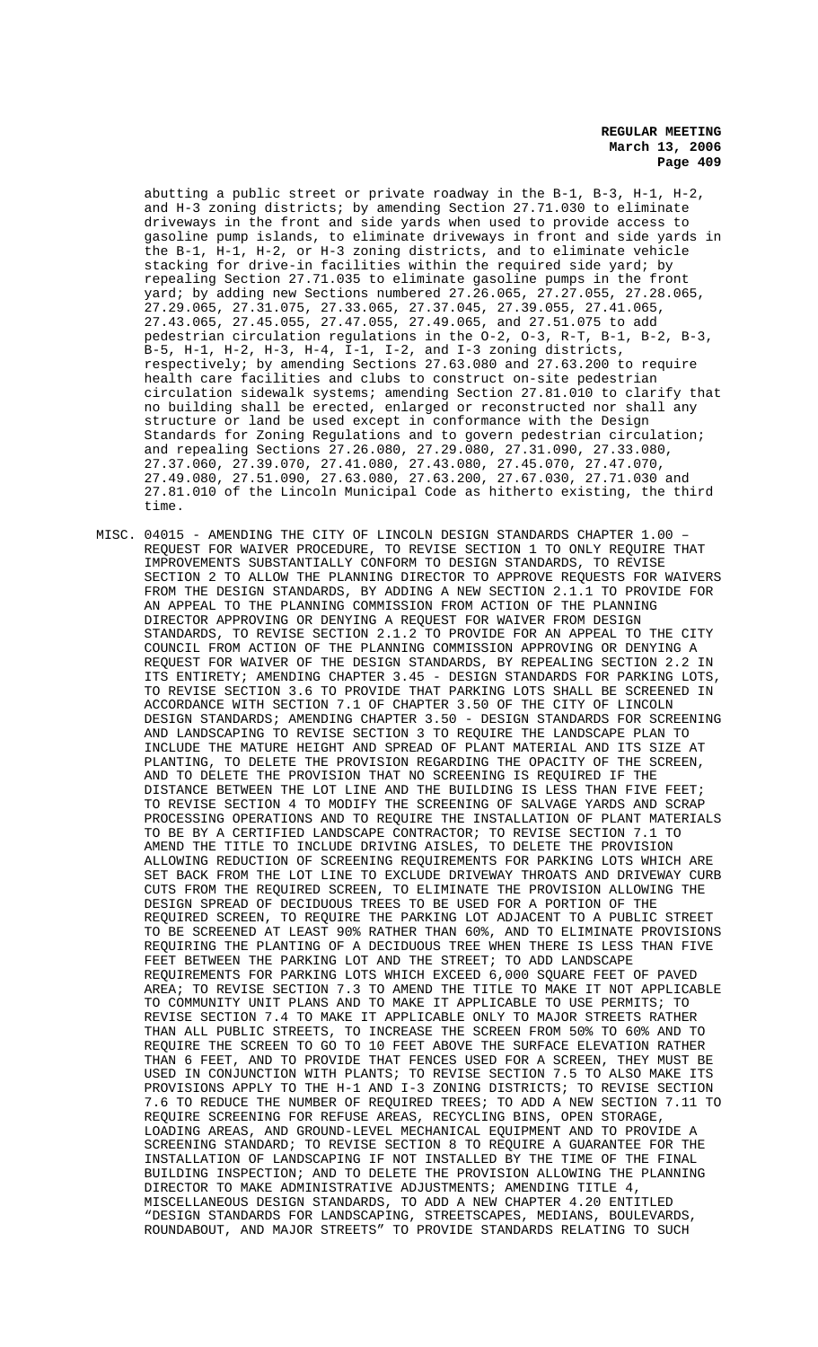abutting a public street or private roadway in the B-1, B-3, H-1, H-2, and H-3 zoning districts; by amending Section 27.71.030 to eliminate driveways in the front and side yards when used to provide access to gasoline pump islands, to eliminate driveways in front and side yards in the B-1, H-1, H-2, or H-3 zoning districts, and to eliminate vehicle stacking for drive-in facilities within the required side yard; by repealing Section 27.71.035 to eliminate gasoline pumps in the front yard; by adding new Sections numbered 27.26.065, 27.27.055, 27.28.065, 27.29.065, 27.31.075, 27.33.065, 27.37.045, 27.39.055, 27.41.065, 27.43.065, 27.45.055, 27.47.055, 27.49.065, and 27.51.075 to add pedestrian circulation regulations in the O-2, O-3, R-T, B-1, B-2, B-3, B-5, H-1, H-2, H-3, H-4, I-1, I-2, and I-3 zoning districts, respectively; by amending Sections 27.63.080 and 27.63.200 to require health care facilities and clubs to construct on-site pedestrian circulation sidewalk systems; amending Section 27.81.010 to clarify that no building shall be erected, enlarged or reconstructed nor shall any structure or land be used except in conformance with the Design Standards for Zoning Regulations and to govern pedestrian circulation; and repealing Sections 27.26.080, 27.29.080, 27.31.090, 27.33.080, 27.37.060, 27.39.070, 27.41.080, 27.43.080, 27.45.070, 27.47.070, 27.49.080, 27.51.090, 27.63.080, 27.63.200, 27.67.030, 27.71.030 and 27.81.010 of the Lincoln Municipal Code as hitherto existing, the third time.

MISC. 04015 - AMENDING THE CITY OF LINCOLN DESIGN STANDARDS CHAPTER 1.00 – REQUEST FOR WAIVER PROCEDURE, TO REVISE SECTION 1 TO ONLY REQUIRE THAT IMPROVEMENTS SUBSTANTIALLY CONFORM TO DESIGN STANDARDS, TO REVISE SECTION 2 TO ALLOW THE PLANNING DIRECTOR TO APPROVE REQUESTS FOR WAIVERS FROM THE DESIGN STANDARDS, BY ADDING A NEW SECTION 2.1.1 TO PROVIDE FOR AN APPEAL TO THE PLANNING COMMISSION FROM ACTION OF THE PLANNING DIRECTOR APPROVING OR DENYING A REQUEST FOR WAIVER FROM DESIGN STANDARDS, TO REVISE SECTION 2.1.2 TO PROVIDE FOR AN APPEAL TO THE CITY COUNCIL FROM ACTION OF THE PLANNING COMMISSION APPROVING OR DENYING A REQUEST FOR WAIVER OF THE DESIGN STANDARDS, BY REPEALING SECTION 2.2 IN ITS ENTIRETY; AMENDING CHAPTER 3.45 - DESIGN STANDARDS FOR PARKING LOTS, TO REVISE SECTION 3.6 TO PROVIDE THAT PARKING LOTS SHALL BE SCREENED IN ACCORDANCE WITH SECTION 7.1 OF CHAPTER 3.50 OF THE CITY OF LINCOLN DESIGN STANDARDS; AMENDING CHAPTER 3.50 - DESIGN STANDARDS FOR SCREENING AND LANDSCAPING TO REVISE SECTION 3 TO REQUIRE THE LANDSCAPE PLAN TO INCLUDE THE MATURE HEIGHT AND SPREAD OF PLANT MATERIAL AND ITS SIZE AT PLANTING, TO DELETE THE PROVISION REGARDING THE OPACITY OF THE SCREEN, AND TO DELETE THE PROVISION THAT NO SCREENING IS REQUIRED IF THE DISTANCE BETWEEN THE LOT LINE AND THE BUILDING IS LESS THAN FIVE FEET; TO REVISE SECTION 4 TO MODIFY THE SCREENING OF SALVAGE YARDS AND SCRAP PROCESSING OPERATIONS AND TO REQUIRE THE INSTALLATION OF PLANT MATERIALS TO BE BY A CERTIFIED LANDSCAPE CONTRACTOR; TO REVISE SECTION 7.1 TO AMEND THE TITLE TO INCLUDE DRIVING AISLES, TO DELETE THE PROVISION ALLOWING REDUCTION OF SCREENING REQUIREMENTS FOR PARKING LOTS WHICH ARE SET BACK FROM THE LOT LINE TO EXCLUDE DRIVEWAY THROATS AND DRIVEWAY CURB CUTS FROM THE REQUIRED SCREEN, TO ELIMINATE THE PROVISION ALLOWING THE DESIGN SPREAD OF DECIDUOUS TREES TO BE USED FOR A PORTION OF THE REQUIRED SCREEN, TO REQUIRE THE PARKING LOT ADJACENT TO A PUBLIC STREET TO BE SCREENED AT LEAST 90% RATHER THAN 60%, AND TO ELIMINATE PROVISIONS REQUIRING THE PLANTING OF A DECIDUOUS TREE WHEN THERE IS LESS THAN FIVE FEET BETWEEN THE PARKING LOT AND THE STREET; TO ADD LANDSCAPE REQUIREMENTS FOR PARKING LOTS WHICH EXCEED 6,000 SQUARE FEET OF PAVED AREA; TO REVISE SECTION 7.3 TO AMEND THE TITLE TO MAKE IT NOT APPLICABLE TO COMMUNITY UNIT PLANS AND TO MAKE IT APPLICABLE TO USE PERMITS; TO REVISE SECTION 7.4 TO MAKE IT APPLICABLE ONLY TO MAJOR STREETS RATHER THAN ALL PUBLIC STREETS, TO INCREASE THE SCREEN FROM 50% TO 60% AND TO REQUIRE THE SCREEN TO GO TO 10 FEET ABOVE THE SURFACE ELEVATION RATHER THAN 6 FEET, AND TO PROVIDE THAT FENCES USED FOR A SCREEN, THEY MUST BE USED IN CONJUNCTION WITH PLANTS; TO REVISE SECTION 7.5 TO ALSO MAKE ITS PROVISIONS APPLY TO THE H-1 AND I-3 ZONING DISTRICTS; TO REVISE SECTION 7.6 TO REDUCE THE NUMBER OF REQUIRED TREES; TO ADD A NEW SECTION 7.11 TO REQUIRE SCREENING FOR REFUSE AREAS, RECYCLING BINS, OPEN STORAGE, LOADING AREAS, AND GROUND-LEVEL MECHANICAL EQUIPMENT AND TO PROVIDE A SCREENING STANDARD; TO REVISE SECTION 8 TO REQUIRE A GUARANTEE FOR THE INSTALLATION OF LANDSCAPING IF NOT INSTALLED BY THE TIME OF THE FINAL BUILDING INSPECTION; AND TO DELETE THE PROVISION ALLOWING THE PLANNING DIRECTOR TO MAKE ADMINISTRATIVE ADJUSTMENTS; AMENDING TITLE 4, MISCELLANEOUS DESIGN STANDARDS, TO ADD A NEW CHAPTER 4.20 ENTITLED "DESIGN STANDARDS FOR LANDSCAPING, STREETSCAPES, MEDIANS, BOULEVARDS, ROUNDABOUT, AND MAJOR STREETS" TO PROVIDE STANDARDS RELATING TO SUCH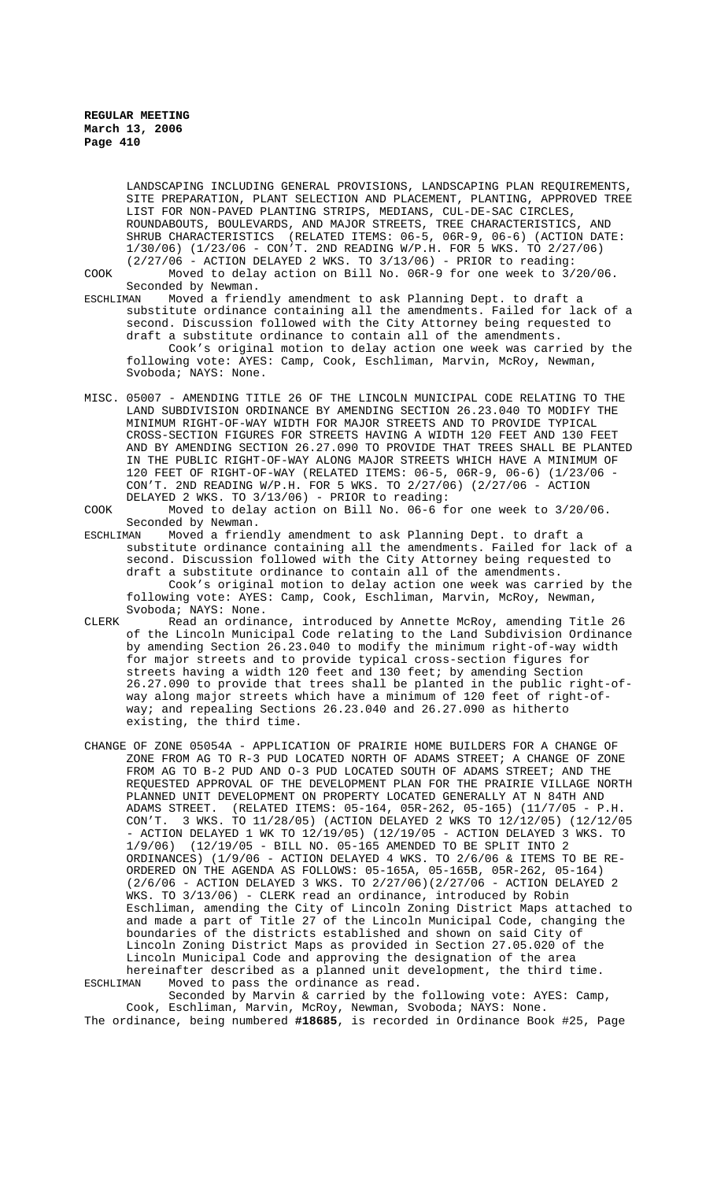LANDSCAPING INCLUDING GENERAL PROVISIONS, LANDSCAPING PLAN REQUIREMENTS, SITE PREPARATION, PLANT SELECTION AND PLACEMENT, PLANTING, APPROVED TREE LIST FOR NON-PAVED PLANTING STRIPS, MEDIANS, CUL-DE-SAC CIRCLES, ROUNDABOUTS, BOULEVARDS, AND MAJOR STREETS, TREE CHARACTERISTICS, AND SHRUB CHARACTERISTICS (RELATED ITEMS: 06-5, 06R-9, 06-6) (ACTION DATE: 1/30/06) (1/23/06 - CON'T. 2ND READING W/P.H. FOR 5 WKS. TO 2/27/06) (2/27/06 - ACTION DELAYED 2 WKS. TO 3/13/06) - PRIOR to reading:

COOK Moved to delay action on Bill No. 06R-9 for one week to 3/20/06. Seconded by Newman.

ESCHLIMAN Moved a friendly amendment to ask Planning Dept. to draft a substitute ordinance containing all the amendments. Failed for lack of a second. Discussion followed with the City Attorney being requested to draft a substitute ordinance to contain all of the amendments.

Cook's original motion to delay action one week was carried by the following vote: AYES: Camp, Cook, Eschliman, Marvin, McRoy, Newman, Svoboda; NAYS: None.

MISC. 05007 - AMENDING TITLE 26 OF THE LINCOLN MUNICIPAL CODE RELATING TO THE LAND SUBDIVISION ORDINANCE BY AMENDING SECTION 26.23.040 TO MODIFY THE MINIMUM RIGHT-OF-WAY WIDTH FOR MAJOR STREETS AND TO PROVIDE TYPICAL CROSS-SECTION FIGURES FOR STREETS HAVING A WIDTH 120 FEET AND 130 FEET AND BY AMENDING SECTION 26.27.090 TO PROVIDE THAT TREES SHALL BE PLANTED IN THE PUBLIC RIGHT-OF-WAY ALONG MAJOR STREETS WHICH HAVE A MINIMUM OF 120 FEET OF RIGHT-OF-WAY (RELATED ITEMS: 06-5, 06R-9, 06-6) (1/23/06 - CON'T. 2ND READING W/P.H. FOR 5 WKS. TO 2/27/06) (2/27/06 - ACTION DELAYED 2 WKS. TO 3/13/06) - PRIOR to reading:

COOK Moved to delay action on Bill No. 06-6 for one week to 3/20/06. Seconded by Newman.

ESCHLIMAN Moved a friendly amendment to ask Planning Dept. to draft a substitute ordinance containing all the amendments. Failed for lack of a second. Discussion followed with the City Attorney being requested to draft a substitute ordinance to contain all of the amendments.

Cook's original motion to delay action one week was carried by the following vote: AYES: Camp, Cook, Eschliman, Marvin, McRoy, Newman, Svoboda; NAYS: None.

CLERK Read an ordinance, introduced by Annette McRoy, amending Title 26 of the Lincoln Municipal Code relating to the Land Subdivision Ordinance by amending Section 26.23.040 to modify the minimum right-of-way width for major streets and to provide typical cross-section figures for streets having a width 120 feet and 130 feet; by amending Section 26.27.090 to provide that trees shall be planted in the public right-of-way along major streets which have a minimum of 120 feet of right-of-way; and repealing Sections 26.23.040 and 26.27.090 as hitherto existing, the third time.

CHANGE OF ZONE 05054A - APPLICATION OF PRAIRIE HOME BUILDERS FOR A CHANGE OF ZONE FROM AG TO R-3 PUD LOCATED NORTH OF ADAMS STREET; A CHANGE OF ZONE FROM AG TO B-2 PUD AND O-3 PUD LOCATED SOUTH OF ADAMS STREET; AND THE REQUESTED APPROVAL OF THE DEVELOPMENT PLAN FOR THE PRAIRIE VILLAGE NORTH PLANNED UNIT DEVELOPMENT ON PROPERTY LOCATED GENERALLY AT N 84TH AND ADAMS STREET. (RELATED ITEMS: 05-164, 05R-262, 05-165) (11/7/05 - P.H. CON'T. 3 WKS. TO 11/28/05) (ACTION DELAYED 2 WKS TO 12/12/05) (12/12/05 - ACTION DELAYED 1 WK TO 12/19/05) (12/19/05 - ACTION DELAYED 3 WKS. TO 1/9/06) (12/19/05 - BILL NO. 05-165 AMENDED TO BE SPLIT INTO 2 ORDINANCES) (1/9/06 - ACTION DELAYED 4 WKS. TO 2/6/06 & ITEMS TO BE RE-ORDERED ON THE AGENDA AS FOLLOWS: 05-165A, 05-165B, 05R-262, 05-164) (2/6/06 - ACTION DELAYED 3 WKS. TO 2/27/06)(2/27/06 - ACTION DELAYED 2 WKS. TO 3/13/06) - CLERK read an ordinance, introduced by Robin Eschliman, amending the City of Lincoln Zoning District Maps attached to and made a part of Title 27 of the Lincoln Municipal Code, changing the boundaries of the districts established and shown on said City of Lincoln Zoning District Maps as provided in Section 27.05.020 of the Lincoln Municipal Code and approving the designation of the area hereinafter described as a planned unit development, the third time.

ESCHLIMAN Moved to pass the ordinance as read.

Seconded by Marvin & carried by the following vote: AYES: Camp, Cook, Eschliman, Marvin, McRoy, Newman, Svoboda; NAYS: None.

The ordinance, being numbered **#18685**, is recorded in Ordinance Book #25, Page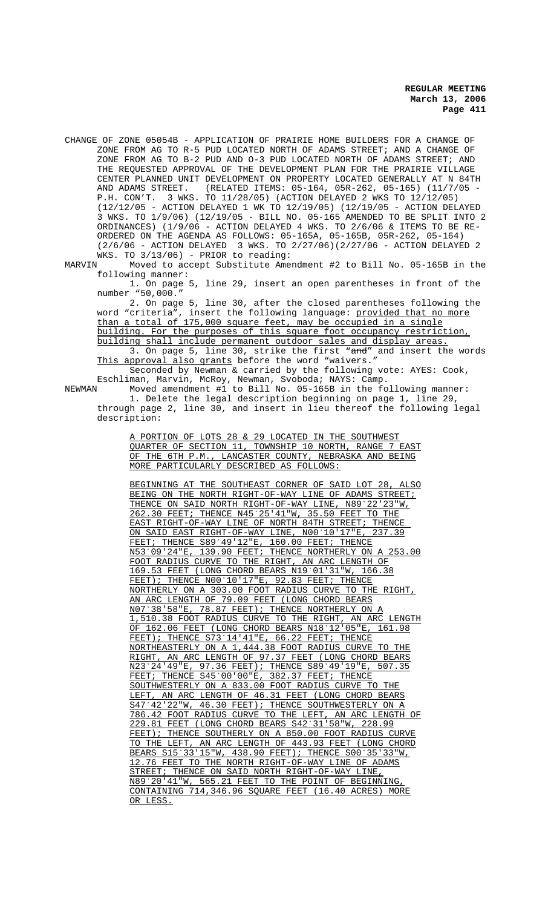CHANGE OF ZONE 05054B - APPLICATION OF PRAIRIE HOME BUILDERS FOR A CHANGE OF ZONE FROM AG TO R-5 PUD LOCATED NORTH OF ADAMS STREET; AND A CHANGE OF ZONE FROM AG TO B-2 PUD AND O-3 PUD LOCATED NORTH OF ADAMS STREET; AND THE REQUESTED APPROVAL OF THE DEVELOPMENT PLAN FOR THE PRAIRIE VILLAGE CENTER PLANNED UNIT DEVELOPMENT ON PROPERTY LOCATED GENERALLY AT N 84TH AND ADAMS STREET. (RELATED ITEMS: 05-164, 05R-262, 05-165) (11/7/05 - P.H. CON'T. 3 WKS. TO 11/28/05) (ACTION DELAYED 2 WKS TO 12/12/05) (12/12/05 - ACTION DELAYED 1 WK TO 12/19/05) (12/19/05 - ACTION DELAYED 3 WKS. TO 1/9/06) (12/19/05 - BILL NO. 05-165 AMENDED TO BE SPLIT INTO 2 ORDINANCES) (1/9/06 - ACTION DELAYED 4 WKS. TO 2/6/06 & ITEMS TO BE RE-ORDERED ON THE AGENDA AS FOLLOWS: 05-165A, 05-165B, 05R-262, 05-164) (2/6/06 - ACTION DELAYED 3 WKS. TO 2/27/06)(2/27/06 - ACTION DELAYED 2 WKS. TO 3/13/06) - PRIOR to reading:

MARVIN Moved to accept Substitute Amendment #2 to Bill No. 05-165B in the following manner:

1. On page 5, line 29, insert an open parentheses in front of the number "50,000."

2. On page 5, line 30, after the closed parentheses following the word "criteria", insert the following language: provided that no more than a total of 175,000 square feet, may be occupied in a single building. For the purposes of this square foot occupancy restriction, building shall include permanent outdoor sales and display areas.

3. On page 5, line 30, strike the first "~~and~~" and insert the words This approval also grants before the word "waivers."

Seconded by Newman & carried by the following vote: AYES: Cook, Eschliman, Marvin, McRoy, Newman, Svoboda; NAYS: Camp.

NEWMAN Moved amendment #1 to Bill No. 05-165B in the following manner:

1. Delete the legal description beginning on page 1, line 29, through page 2, line 30, and insert in lieu thereof the following legal description:

A PORTION OF LOTS 28 & 29 LOCATED IN THE SOUTHWEST QUARTER OF SECTION 11, TOWNSHIP 10 NORTH, RANGE 7 EAST OF THE 6TH P.M., LANCASTER COUNTY, NEBRASKA AND BEING MORE PARTICULARLY DESCRIBED AS FOLLOWS:

BEGINNING AT THE SOUTHEAST CORNER OF SAID LOT 28, ALSO BEING ON THE NORTH RIGHT-OF-WAY LINE OF ADAMS STREET; THENCE ON SAID NORTH RIGHT-OF-WAY LINE, N89°22'23"W, 262.30 FEET; THENCE N45°25'41"W, 35.50 FEET TO THE EAST RIGHT-OF-WAY LINE OF NORTH 84TH STREET; THENCE ON SAID EAST RIGHT-OF-WAY LINE, N00°10'17"E, 237.39 FEET; THENCE S89°49'12"E, 160.00 FEET; THENCE N53°09'24"E, 139.90 FEET; THENCE NORTHERLY ON A 253.00 FOOT RADIUS CURVE TO THE RIGHT, AN ARC LENGTH OF 169.53 FEET (LONG CHORD BEARS N19°01'31"W, 166.38 FEET); THENCE N00°10'17"E, 92.83 FEET; THENCE NORTHERLY ON A 303.00 FOOT RADIUS CURVE TO THE RIGHT, AN ARC LENGTH OF 79.09 FEET (LONG CHORD BEARS N07°38'58"E, 78.87 FEET); THENCE NORTHERLY ON A 1,510.38 FOOT RADIUS CURVE TO THE RIGHT, AN ARC LENGTH OF 162.06 FEET (LONG CHORD BEARS N18°12'05"E, 161.98 FEET); THENCE S73°14'41"E, 66.22 FEET; THENCE NORTHEASTERLY ON A 1,444.38 FOOT RADIUS CURVE TO THE RIGHT, AN ARC LENGTH OF 97.37 FEET (LONG CHORD BEARS N23°24'49"E, 97.36 FEET); THENCE S89°49'19"E, 507.35 FEET; THENCE S45°00'00"E, 382.37 FEET; THENCE SOUTHWESTERLY ON A 833.00 FOOT RADIUS CURVE TO THE LEFT, AN ARC LENGTH OF 46.31 FEET (LONG CHORD BEARS S47°42'22"W, 46.30 FEET); THENCE SOUTHWESTERLY ON A 786.42 FOOT RADIUS CURVE TO THE LEFT, AN ARC LENGTH OF 229.81 FEET (LONG CHORD BEARS S42°31'58"W, 228.99 FEET); THENCE SOUTHERLY ON A 850.00 FOOT RADIUS CURVE TO THE LEFT, AN ARC LENGTH OF 443.93 FEET (LONG CHORD BEARS S15°33'15"W, 438.90 FEET); THENCE S00°35'33"W, 12.76 FEET TO THE NORTH RIGHT-OF-WAY LINE OF ADAMS STREET; THENCE ON SAID NORTH RIGHT-OF-WAY LINE, N89°20'41"W, 565.21 FEET TO THE POINT OF BEGINNING, CONTAINING 714,346.96 SQUARE FEET (16.40 ACRES) MORE OR LESS.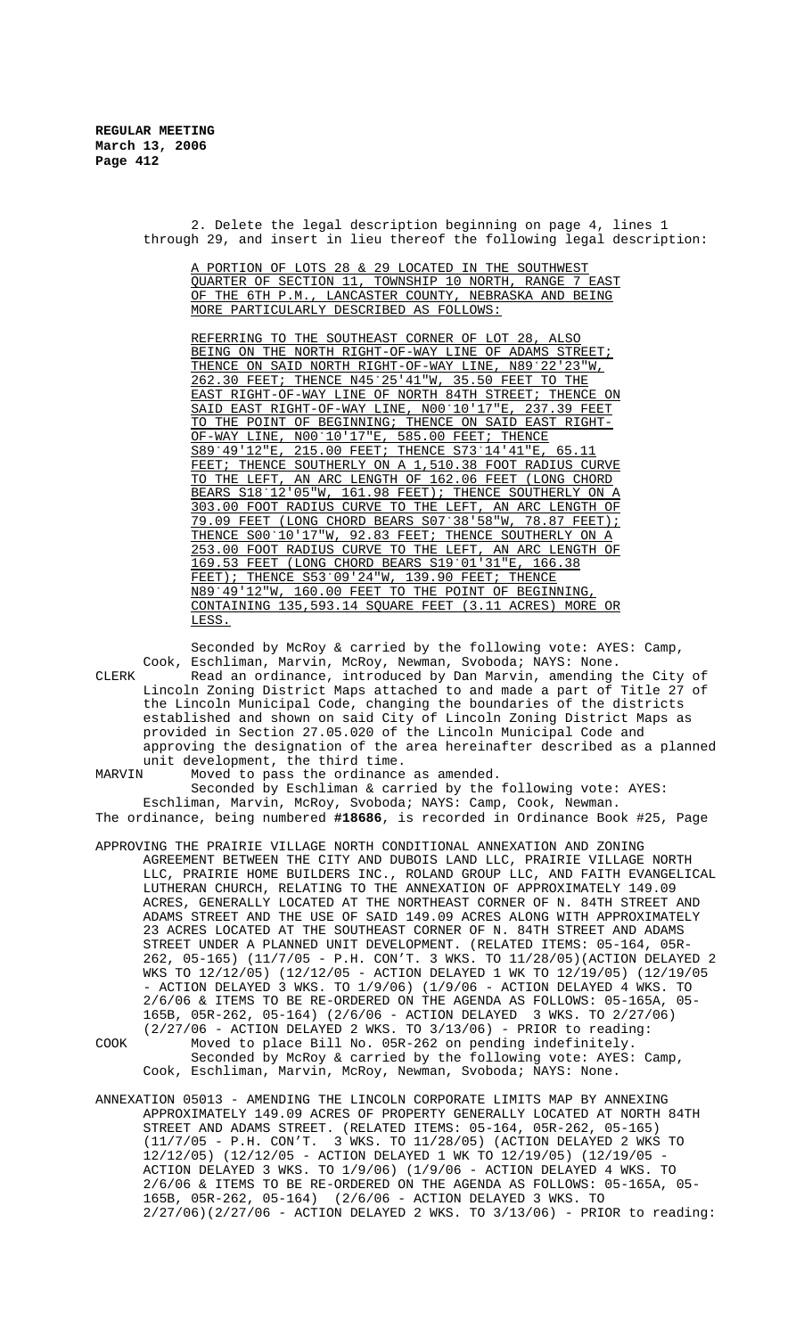2. Delete the legal description beginning on page 4, lines 1 through 29, and insert in lieu thereof the following legal description:

A PORTION OF LOTS 28 & 29 LOCATED IN THE SOUTHWEST QUARTER OF SECTION 11, TOWNSHIP 10 NORTH, RANGE 7 EAST OF THE 6TH P.M., LANCASTER COUNTY, NEBRASKA AND BEING MORE PARTICULARLY DESCRIBED AS FOLLOWS:

REFERRING TO THE SOUTHEAST CORNER OF LOT 28, ALSO BEING ON THE NORTH RIGHT-OF-WAY LINE OF ADAMS STREET; THENCE ON SAID NORTH RIGHT-OF-WAY LINE, N89°22'23"W, 262.30 FEET; THENCE N45°25'41"W, 35.50 FEET TO THE EAST RIGHT-OF-WAY LINE OF NORTH 84TH STREET; THENCE ON SAID EAST RIGHT-OF-WAY LINE, N00°10'17"E, 237.39 FEET TO THE POINT OF BEGINNING; THENCE ON SAID EAST RIGHT-OF-WAY LINE, N00°10'17"E, 585.00 FEET; THENCE S89°49'12"E, 215.00 FEET; THENCE S73°14'41"E, 65.11 FEET; THENCE SOUTHERLY ON A 1,510.38 FOOT RADIUS CURVE TO THE LEFT, AN ARC LENGTH OF 162.06 FEET (LONG CHORD BEARS S18°12'05"W, 161.98 FEET); THENCE SOUTHERLY ON A 303.00 FOOT RADIUS CURVE TO THE LEFT, AN ARC LENGTH OF 79.09 FEET (LONG CHORD BEARS S07°38'58"W, 78.87 FEET); THENCE S00°10'17"W, 92.83 FEET; THENCE SOUTHERLY ON A 253.00 FOOT RADIUS CURVE TO THE LEFT, AN ARC LENGTH OF 169.53 FEET (LONG CHORD BEARS S19°01'31"E, 166.38 FEET); THENCE S53°09'24"W, 139.90 FEET; THENCE N89°49'12"W, 160.00 FEET TO THE POINT OF BEGINNING, CONTAINING 135,593.14 SQUARE FEET (3.11 ACRES) MORE OR LESS.

Seconded by McRoy & carried by the following vote: AYES: Camp, Cook, Eschliman, Marvin, McRoy, Newman, Svoboda; NAYS: None.

CLERK Read an ordinance, introduced by Dan Marvin, amending the City of Lincoln Zoning District Maps attached to and made a part of Title 27 of the Lincoln Municipal Code, changing the boundaries of the districts established and shown on said City of Lincoln Zoning District Maps as provided in Section 27.05.020 of the Lincoln Municipal Code and approving the designation of the area hereinafter described as a planned unit development, the third time.

MARVIN Moved to pass the ordinance as amended.

Seconded by Eschliman & carried by the following vote: AYES: Eschliman, Marvin, McRoy, Svoboda; NAYS: Camp, Cook, Newman.

The ordinance, being numbered **#18686**, is recorded in Ordinance Book #25, Page

APPROVING THE PRAIRIE VILLAGE NORTH CONDITIONAL ANNEXATION AND ZONING AGREEMENT BETWEEN THE CITY AND DUBOIS LAND LLC, PRAIRIE VILLAGE NORTH LLC, PRAIRIE HOME BUILDERS INC., ROLAND GROUP LLC, AND FAITH EVANGELICAL LUTHERAN CHURCH, RELATING TO THE ANNEXATION OF APPROXIMATELY 149.09 ACRES, GENERALLY LOCATED AT THE NORTHEAST CORNER OF N. 84TH STREET AND ADAMS STREET AND THE USE OF SAID 149.09 ACRES ALONG WITH APPROXIMATELY 23 ACRES LOCATED AT THE SOUTHEAST CORNER OF N. 84TH STREET AND ADAMS STREET UNDER A PLANNED UNIT DEVELOPMENT. (RELATED ITEMS: 05-164, 05R-262, 05-165) (11/7/05 - P.H. CON'T. 3 WKS. TO 11/28/05)(ACTION DELAYED 2 WKS TO 12/12/05) (12/12/05 - ACTION DELAYED 1 WK TO 12/19/05) (12/19/05 - ACTION DELAYED 3 WKS. TO 1/9/06) (1/9/06 - ACTION DELAYED 4 WKS. TO 2/6/06 & ITEMS TO BE RE-ORDERED ON THE AGENDA AS FOLLOWS: 05-165A, 05-165B, 05R-262, 05-164) (2/6/06 - ACTION DELAYED 3 WKS. TO 2/27/06) (2/27/06 - ACTION DELAYED 2 WKS. TO 3/13/06) - PRIOR to reading:

COOK Moved to place Bill No. 05R-262 on pending indefinitely.

Seconded by McRoy & carried by the following vote: AYES: Camp, Cook, Eschliman, Marvin, McRoy, Newman, Svoboda; NAYS: None.

ANNEXATION 05013 - AMENDING THE LINCOLN CORPORATE LIMITS MAP BY ANNEXING APPROXIMATELY 149.09 ACRES OF PROPERTY GENERALLY LOCATED AT NORTH 84TH STREET AND ADAMS STREET. (RELATED ITEMS: 05-164, 05R-262, 05-165) (11/7/05 - P.H. CON'T. 3 WKS. TO 11/28/05) (ACTION DELAYED 2 WKS TO 12/12/05) (12/12/05 - ACTION DELAYED 1 WK TO 12/19/05) (12/19/05 - ACTION DELAYED 3 WKS. TO 1/9/06) (1/9/06 - ACTION DELAYED 4 WKS. TO 2/6/06 & ITEMS TO BE RE-ORDERED ON THE AGENDA AS FOLLOWS: 05-165A, 05-165B, 05R-262, 05-164) (2/6/06 - ACTION DELAYED 3 WKS. TO 2/27/06)(2/27/06 - ACTION DELAYED 2 WKS. TO 3/13/06) - PRIOR to reading: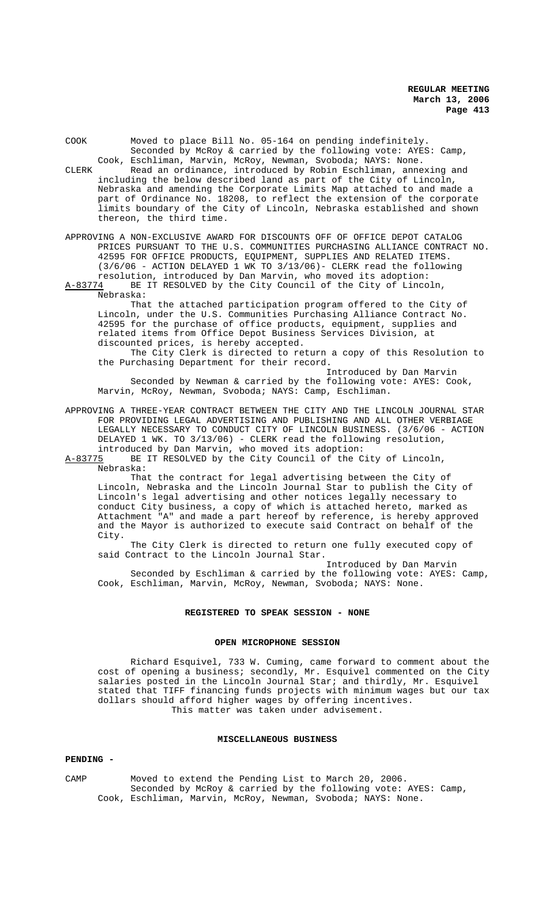COOK Moved to place Bill No. 05-164 on pending indefinitely.
Seconded by McRoy & carried by the following vote: AYES: Camp, Cook, Eschliman, Marvin, McRoy, Newman, Svoboda; NAYS: None.

CLERK Read an ordinance, introduced by Robin Eschliman, annexing and including the below described land as part of the City of Lincoln, Nebraska and amending the Corporate Limits Map attached to and made a part of Ordinance No. 18208, to reflect the extension of the corporate limits boundary of the City of Lincoln, Nebraska established and shown thereon, the third time.

APPROVING A NON-EXCLUSIVE AWARD FOR DISCOUNTS OFF OF OFFICE DEPOT CATALOG PRICES PURSUANT TO THE U.S. COMMUNITIES PURCHASING ALLIANCE CONTRACT NO. 42595 FOR OFFICE PRODUCTS, EQUIPMENT, SUPPLIES AND RELATED ITEMS. (3/6/06 - ACTION DELAYED 1 WK TO 3/13/06)- CLERK read the following resolution, introduced by Dan Marvin, who moved its adoption:

A-83774 BE IT RESOLVED by the City Council of the City of Lincoln, Nebraska:

That the attached participation program offered to the City of Lincoln, under the U.S. Communities Purchasing Alliance Contract No. 42595 for the purchase of office products, equipment, supplies and related items from Office Depot Business Services Division, at discounted prices, is hereby accepted.

The City Clerk is directed to return a copy of this Resolution to the Purchasing Department for their record.

Introduced by Dan Marvin

Seconded by Newman & carried by the following vote: AYES: Cook, Marvin, McRoy, Newman, Svoboda; NAYS: Camp, Eschliman.

APPROVING A THREE-YEAR CONTRACT BETWEEN THE CITY AND THE LINCOLN JOURNAL STAR FOR PROVIDING LEGAL ADVERTISING AND PUBLISHING AND ALL OTHER VERBIAGE LEGALLY NECESSARY TO CONDUCT CITY OF LINCOLN BUSINESS. (3/6/06 - ACTION DELAYED 1 WK. TO 3/13/06) - CLERK read the following resolution, introduced by Dan Marvin, who moved its adoption:

A-83775 BE IT RESOLVED by the City Council of the City of Lincoln, Nebraska:

That the contract for legal advertising between the City of Lincoln, Nebraska and the Lincoln Journal Star to publish the City of Lincoln's legal advertising and other notices legally necessary to conduct City business, a copy of which is attached hereto, marked as Attachment "A" and made a part hereof by reference, is hereby approved and the Mayor is authorized to execute said Contract on behalf of the City.

The City Clerk is directed to return one fully executed copy of said Contract to the Lincoln Journal Star.

Introduced by Dan Marvin

Seconded by Eschliman & carried by the following vote: AYES: Camp, Cook, Eschliman, Marvin, McRoy, Newman, Svoboda; NAYS: None.

## REGISTERED TO SPEAK SESSION - NONE

## OPEN MICROPHONE SESSION

Richard Esquivel, 733 W. Cuming, came forward to comment about the cost of opening a business; secondly, Mr. Esquivel commented on the City salaries posted in the Lincoln Journal Star; and thirdly, Mr. Esquivel stated that TIFF financing funds projects with minimum wages but our tax dollars should afford higher wages by offering incentives.

This matter was taken under advisement.

## MISCELLANEOUS BUSINESS

**PENDING -**

CAMP Moved to extend the Pending List to March 20, 2006.
Seconded by McRoy & carried by the following vote: AYES: Camp, Cook, Eschliman, Marvin, McRoy, Newman, Svoboda; NAYS: None.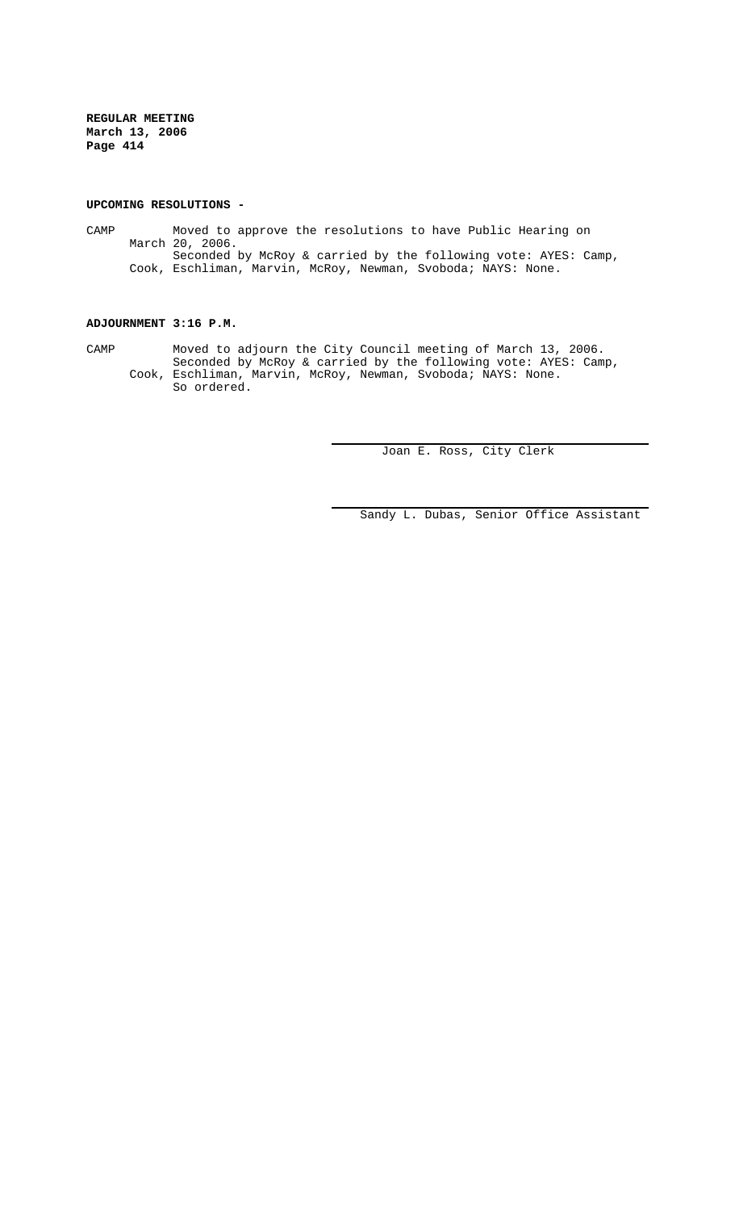**UPCOMING RESOLUTIONS -**

CAMP Moved to approve the resolutions to have Public Hearing on March 20, 2006.
Seconded by McRoy & carried by the following vote: AYES: Camp, Cook, Eschliman, Marvin, McRoy, Newman, Svoboda; NAYS: None.

**ADJOURNMENT 3:16 P.M.**

CAMP Moved to adjourn the City Council meeting of March 13, 2006.
Seconded by McRoy & carried by the following vote: AYES: Camp, Cook, Eschliman, Marvin, McRoy, Newman, Svoboda; NAYS: None.
So ordered.

Joan E. Ross, City Clerk

Sandy L. Dubas, Senior Office Assistant